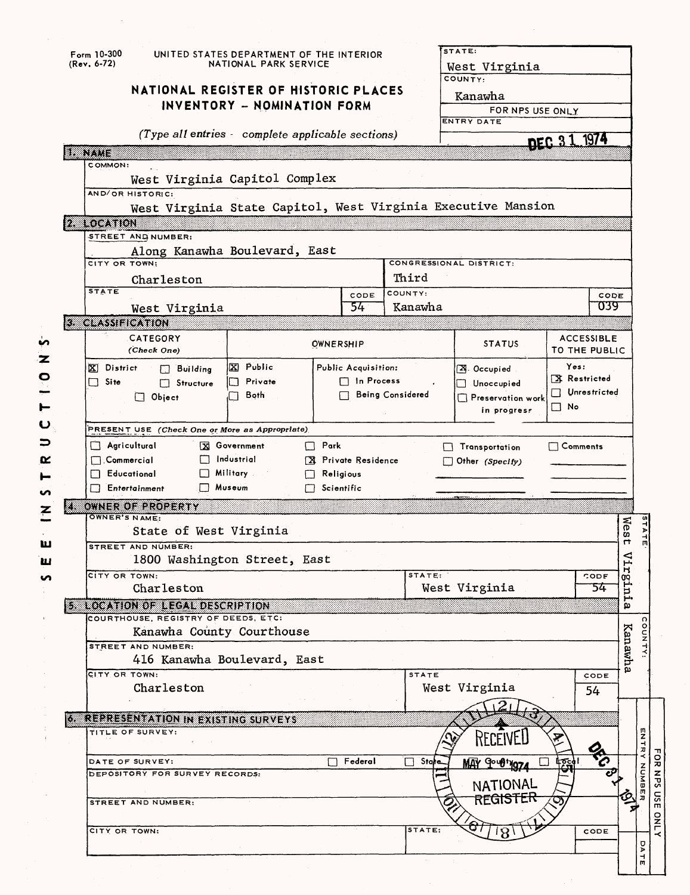Form 10-300
(Rev. 6-72)

UNITED STATES DEPARTMENT OF THE INTERIOR
NATIONAL PARK SERVICE

# NATIONAL REGISTER OF HISTORIC PLACES INVENTORY - NOMINATION FORM

*(Type all entries - complete applicable sections)*

| STATE: | West Virginia |
|---|---|
| COUNTY: | Kanawha |
| FOR NPS USE ONLY | |
| ENTRY DATE | DEC 31 1974 |

## 1. NAME

COMMON:
West Virginia Capitol Complex

AND/OR HISTORIC:
West Virginia State Capitol, West Virginia Executive Mansion

## 2. LOCATION

STREET AND NUMBER:
Along Kanawha Boulevard, East

CITY OR TOWN:
Charleston

CONGRESSIONAL DISTRICT:
Third

| STATE | CODE | COUNTY: | CODE |
|---|---|---|---|
| West Virginia | 54 | Kanawha | 039 |

## 3. CLASSIFICATION

| CATEGORY (Check One) | OWNERSHIP | STATUS | ACCESSIBLE TO THE PUBLIC |
|---|---|---|---|
| [X] District [ ] Building [ ] Site [ ] Structure [ ] Object | [X] Public [ ] Private [ ] Both; Public Acquisition: [ ] In Process [ ] Being Considered | [X] Occupied [ ] Unoccupied [ ] Preservation work in progress | Yes: [X] Restricted [ ] Unrestricted [ ] No |

PRESENT USE (Check One or More as Appropriate)

| | | | | |
|---|---|---|---|---|
| [ ] Agricultural | [X] Government | [ ] Park | [ ] Transportation | [ ] Comments |
| [ ] Commercial | [ ] Industrial | [X] Private Residence | [ ] Other (Specify) | |
| [ ] Educational | [ ] Military | [ ] Religious | | |
| [ ] Entertainment | [ ] Museum | [ ] Scientific | | |

SEE INSTRUCTIONS

## 4. OWNER OF PROPERTY

OWNER'S NAME:
State of West Virginia

STREET AND NUMBER:
1800 Washington Street, East

| CITY OR TOWN: | STATE: | CODE |
|---|---|---|
| Charleston | West Virginia | 54 |

STATE: West Virginia

## 5. LOCATION OF LEGAL DESCRIPTION

COURTHOUSE, REGISTRY OF DEEDS, ETC:
Kanawha County Courthouse

STREET AND NUMBER:
416 Kanawha Boulevard, East

| CITY OR TOWN: | STATE | CODE |
|---|---|---|
| Charleston | West Virginia | 54 |

COUNTY: Kanawha

## 6. REPRESENTATION IN EXISTING SURVEYS

TITLE OF SURVEY:

DATE OF SURVEY: [ ] Federal [ ] State [ ] County [ ] Local

DEPOSITORY FOR SURVEY RECORDS:

STREET AND NUMBER:

| CITY OR TOWN: | STATE: | CODE |
|---|---|---|
| | | |

RECEIVED MAY 1 6 1974 NATIONAL REGISTER

FOR NPS USE ONLY — ENTRY NUMBER — DATE: DEC 31 1974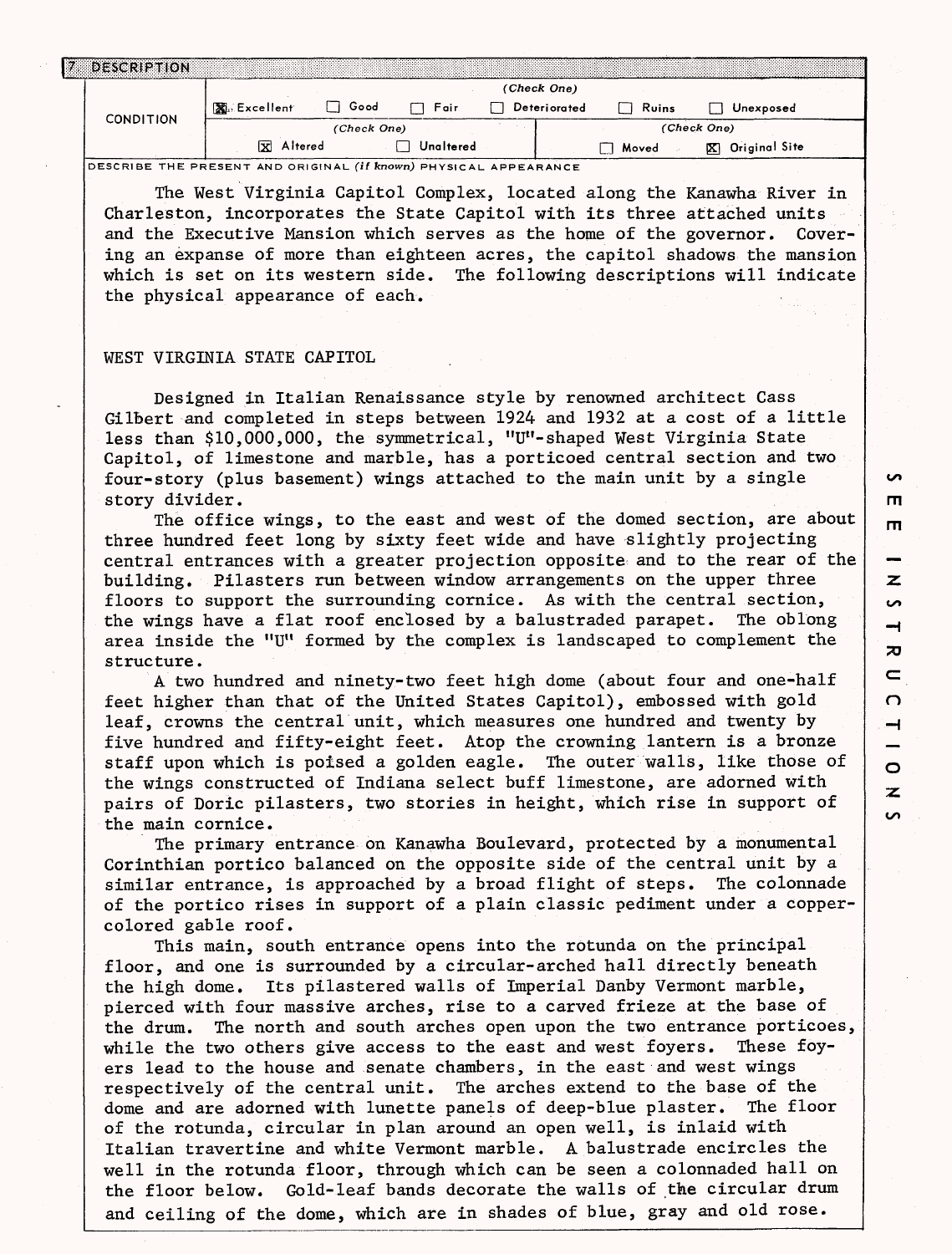## 7 DESCRIPTION

| CONDITION | (Check One) | | | | | |
|---|---|---|---|---|---|---|
| | [X] Excellent | [ ] Good | [ ] Fair | [ ] Deteriorated | [ ] Ruins | [ ] Unexposed |
| | (Check One) | | | (Check One) | | |
| | [X] Altered | [ ] Unaltered | | [ ] Moved | [X] Original Site | |

DESCRIBE THE PRESENT AND ORIGINAL *(if known)* PHYSICAL APPEARANCE

The West Virginia Capitol Complex, located along the Kanawha River in Charleston, incorporates the State Capitol with its three attached units and the Executive Mansion which serves as the home of the governor. Covering an expanse of more than eighteen acres, the capitol shadows the mansion which is set on its western side. The following descriptions will indicate the physical appearance of each.

WEST VIRGINIA STATE CAPITOL

Designed in Italian Renaissance style by renowned architect Cass Gilbert and completed in steps between 1924 and 1932 at a cost of a little less than $10,000,000, the symmetrical, "U"-shaped West Virginia State Capitol, of limestone and marble, has a porticoed central section and two four-story (plus basement) wings attached to the main unit by a single story divider.

The office wings, to the east and west of the domed section, are about three hundred feet long by sixty feet wide and have slightly projecting central entrances with a greater projection opposite and to the rear of the building. Pilasters run between window arrangements on the upper three floors to support the surrounding cornice. As with the central section, the wings have a flat roof enclosed by a balustraded parapet. The oblong area inside the "U" formed by the complex is landscaped to complement the structure.

A two hundred and ninety-two feet high dome (about four and one-half feet higher than that of the United States Capitol), embossed with gold leaf, crowns the central unit, which measures one hundred and twenty by five hundred and fifty-eight feet. Atop the crowning lantern is a bronze staff upon which is poised a golden eagle. The outer walls, like those of the wings constructed of Indiana select buff limestone, are adorned with pairs of Doric pilasters, two stories in height, which rise in support of the main cornice.

The primary entrance on Kanawha Boulevard, protected by a monumental Corinthian portico balanced on the opposite side of the central unit by a similar entrance, is approached by a broad flight of steps. The colonnade of the portico rises in support of a plain classic pediment under a copper-colored gable roof.

This main, south entrance opens into the rotunda on the principal floor, and one is surrounded by a circular-arched hall directly beneath the high dome. Its pilastered walls of Imperial Danby Vermont marble, pierced with four massive arches, rise to a carved frieze at the base of the drum. The north and south arches open upon the two entrance porticoes, while the two others give access to the east and west foyers. These foyers lead to the house and senate chambers, in the east and west wings respectively of the central unit. The arches extend to the base of the dome and are adorned with lunette panels of deep-blue plaster. The floor of the rotunda, circular in plan around an open well, is inlaid with Italian travertine and white Vermont marble. A balustrade encircles the well in the rotunda floor, through which can be seen a colonnaded hall on the floor below. Gold-leaf bands decorate the walls of the circular drum and ceiling of the dome, which are in shades of blue, gray and old rose.

SEE INSTRUCTIONS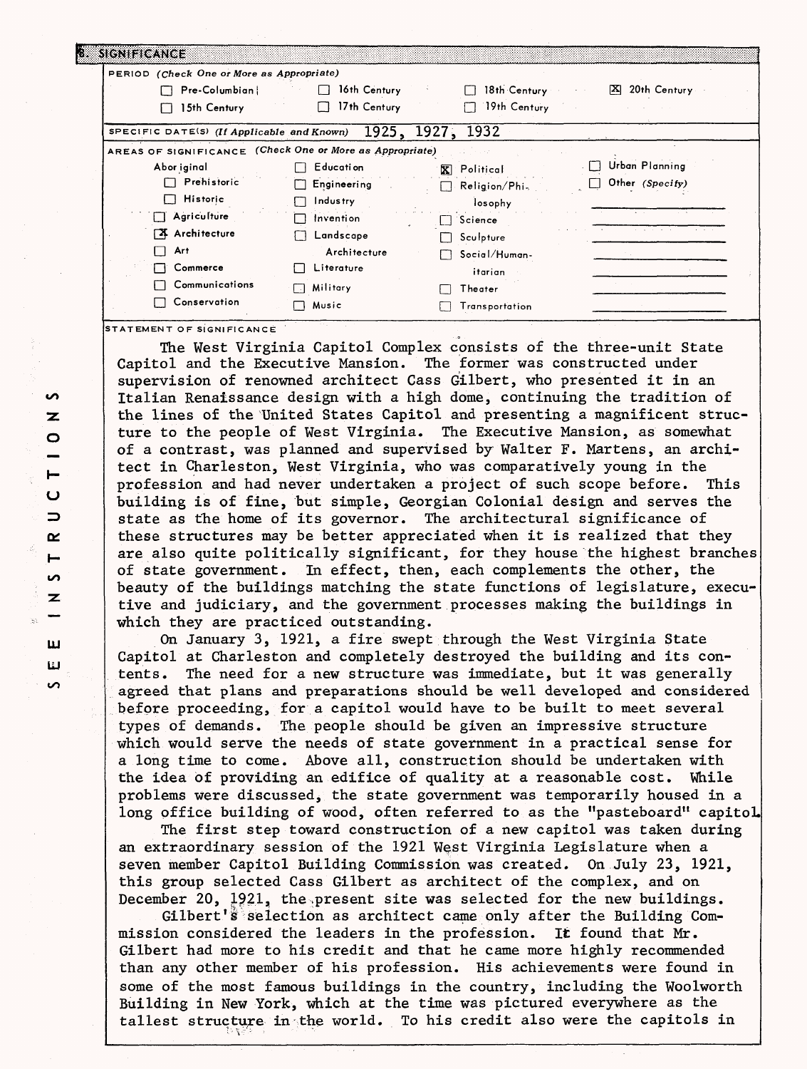## 8. SIGNIFICANCE

**PERIOD** *(Check One or More as Appropriate)*

| | | | |
|---|---|---|---|
| ☐ Pre-Columbian | ☐ 16th Century | ☐ 18th Century | ☒ 20th Century |
| ☐ 15th Century | ☐ 17th Century | ☐ 19th Century | |

**SPECIFIC DATE(S)** *(If Applicable and Known)* 1925, 1927, 1932

**AREAS OF SIGNIFICANCE** *(Check One or More as Appropriate)*

| | | | |
|---|---|---|---|
| Aboriginal | ☐ Education | ☒ Political | ☐ Urban Planning |
| ☐ Prehistoric | ☐ Engineering | ☐ Religion/Philosophy | ☐ Other *(Specify)* |
| ☐ Historic | ☐ Industry | ☐ Science | |
| ☐ Agriculture | ☐ Invention | ☐ Sculpture | |
| ☒ Architecture | ☐ Landscape Architecture | ☐ Social/Humanitarian | |
| ☐ Art | ☐ Literature | ☐ Theater | |
| ☐ Commerce | ☐ Military | ☐ Transportation | |
| ☐ Communications | ☐ Music | | |
| ☐ Conservation | | | |

**STATEMENT OF SIGNIFICANCE**

The West Virginia Capitol Complex consists of the three-unit State Capitol and the Executive Mansion. The former was constructed under supervision of renowned architect Cass Gilbert, who presented it in an Italian Renaissance design with a high dome, continuing the tradition of the lines of the United States Capitol and presenting a magnificent structure to the people of West Virginia. The Executive Mansion, as somewhat of a contrast, was planned and supervised by Walter F. Martens, an architect in Charleston, West Virginia, who was comparatively young in the profession and had never undertaken a project of such scope before. This building is of fine, but simple, Georgian Colonial design and serves the state as the home of its governor. The architectural significance of these structures may be better appreciated when it is realized that they are also quite politically significant, for they house the highest branches of state government. In effect, then, each complements the other, the beauty of the buildings matching the state functions of legislature, executive and judiciary, and the government processes making the buildings in which they are practiced outstanding.

On January 3, 1921, a fire swept through the West Virginia State Capitol at Charleston and completely destroyed the building and its contents. The need for a new structure was immediate, but it was generally agreed that plans and preparations should be well developed and considered before proceeding, for a capitol would have to be built to meet several types of demands. The people should be given an impressive structure which would serve the needs of state government in a practical sense for a long time to come. Above all, construction should be undertaken with the idea of providing an edifice of quality at a reasonable cost. While problems were discussed, the state government was temporarily housed in a long office building of wood, often referred to as the "pasteboard" capitol.

The first step toward construction of a new capitol was taken during an extraordinary session of the 1921 West Virginia Legislature when a seven member Capitol Building Commission was created. On July 23, 1921, this group selected Cass Gilbert as architect of the complex, and on December 20, 1921, the present site was selected for the new buildings.

Gilbert's selection as architect came only after the Building Commission considered the leaders in the profession. It found that Mr. Gilbert had more to his credit and that he came more highly recommended than any other member of his profession. His achievements were found in some of the most famous buildings in the country, including the Woolworth Building in New York, which at the time was pictured everywhere as the tallest structure in the world. To his credit also were the capitols in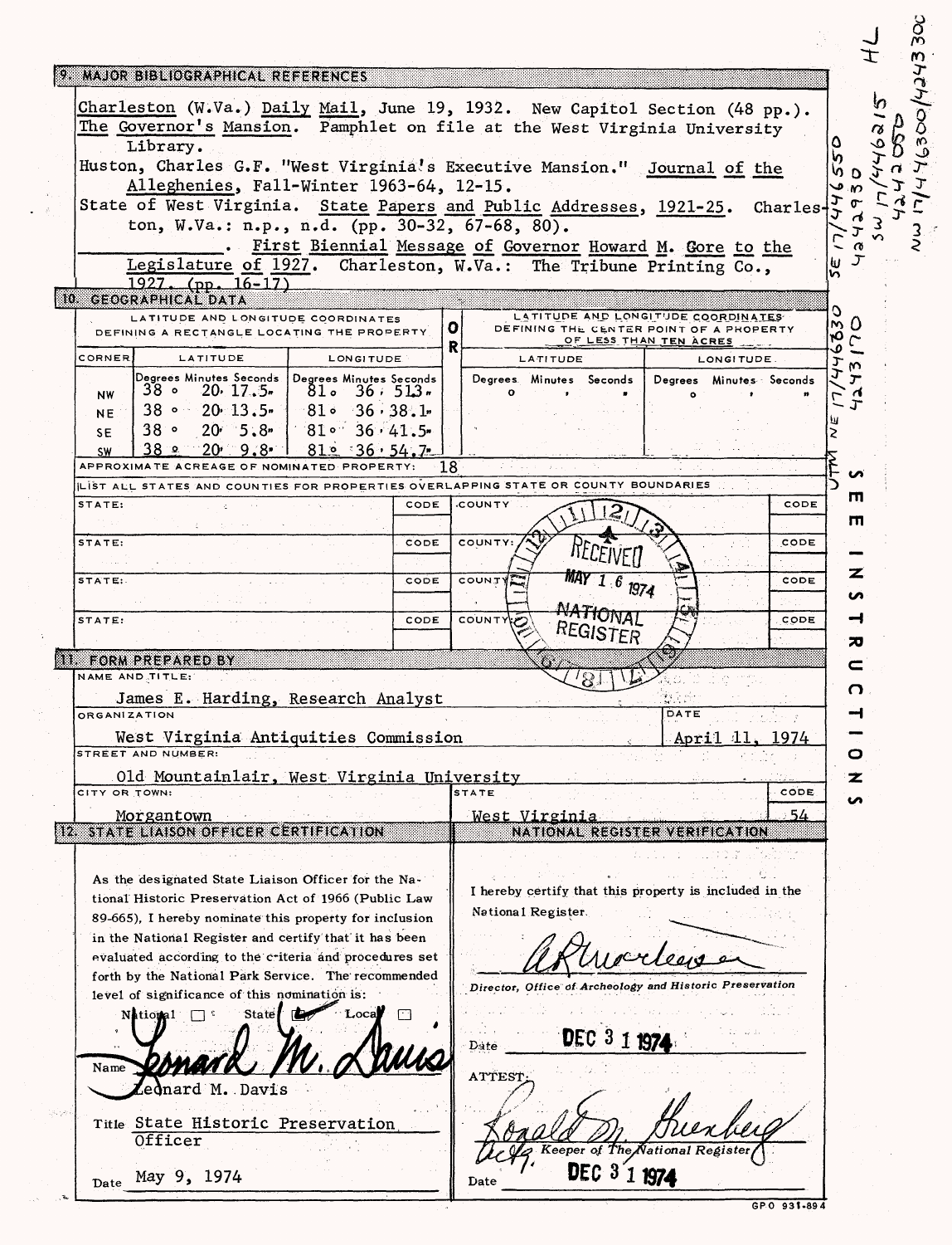## 9. MAJOR BIBLIOGRAPHICAL REFERENCES

Charleston (W.Va.) Daily Mail, June 19, 1932. New Capitol Section (48 pp.).

The Governor's Mansion. Pamphlet on file at the West Virginia University Library.

Huston, Charles G.F. "West Virginia's Executive Mansion." Journal of the Alleghenies, Fall-Winter 1963-64, 12-15.

State of West Virginia. State Papers and Public Addresses, 1921-25. Charleston, W.Va.: n.p., n.d. (pp. 30-32, 67-68, 80).

\_\_\_\_\_\_\_\_\_\_. First Biennial Message of Governor Howard M. Gore to the Legislature of 1927. Charleston, W.Va.: The Tribune Printing Co., 1927. (pp. 16-17)

## 10. GEOGRAPHICAL DATA

LATITUDE AND LONGITUDE COORDINATES DEFINING A RECTANGLE LOCATING THE PROPERTY

| CORNER | LATITUDE (Degrees Minutes Seconds) | LONGITUDE (Degrees Minutes Seconds) |
|---|---|---|
| NW | 38° 20' 17.5" | 81° 36' 51.3" |
| NE | 38° 20' 13.5" | 81° 36' 38.1" |
| SE | 38° 20' 5.8" | 81° 36' 41.5" |
| SW | 38° 20' 9.8" | 81° 36' 54.7" |

OR

LATITUDE AND LONGITUDE COORDINATES DEFINING THE CENTER POINT OF A PROPERTY OF LESS THAN TEN ACRES

| LATITUDE (Degrees Minutes Seconds) | LONGITUDE (Degrees Minutes Seconds) |
|---|---|
| ° ' " | ° ' " |

APPROXIMATE ACREAGE OF NOMINATED PROPERTY: 18

UTM: NE 17/446630 4243170; SE 17/446550 4242930; SW 17/446215 4242050; NW 17/446300/4243300

LIST ALL STATES AND COUNTIES FOR PROPERTIES OVERLAPPING STATE OR COUNTY BOUNDARIES

| STATE: | CODE | COUNTY: | CODE |
|---|---|---|---|
| | | | |
| | | | |
| | | | |
| | | | |

RECEIVED MAY 16 1974 NATIONAL REGISTER

## 11. FORM PREPARED BY

NAME AND TITLE: James E. Harding, Research Analyst

ORGANIZATION: West Virginia Antiquities Commission

DATE: April 11, 1974

STREET AND NUMBER: Old Mountainlair, West Virginia University

CITY OR TOWN: Morgantown

STATE: West Virginia

CODE: 54

## 12. STATE LIAISON OFFICER CERTIFICATION

As the designated State Liaison Officer for the National Historic Preservation Act of 1966 (Public Law 89-665), I hereby nominate this property for inclusion in the National Register and certify that it has been evaluated according to the criteria and procedures set forth by the National Park Service. The recommended level of significance of this nomination is:

National ☐ State ☑ Local ☐

Name: Leonard M. Davis

Title: State Historic Preservation Officer

Date: May 9, 1974

## NATIONAL REGISTER VERIFICATION

I hereby certify that this property is included in the National Register.

Director, Office of Archeology and Historic Preservation

Date: DEC 31 1974

ATTEST:

Acting Keeper of The National Register

Date: DEC 31 1974

## SEE INSTRUCTIONS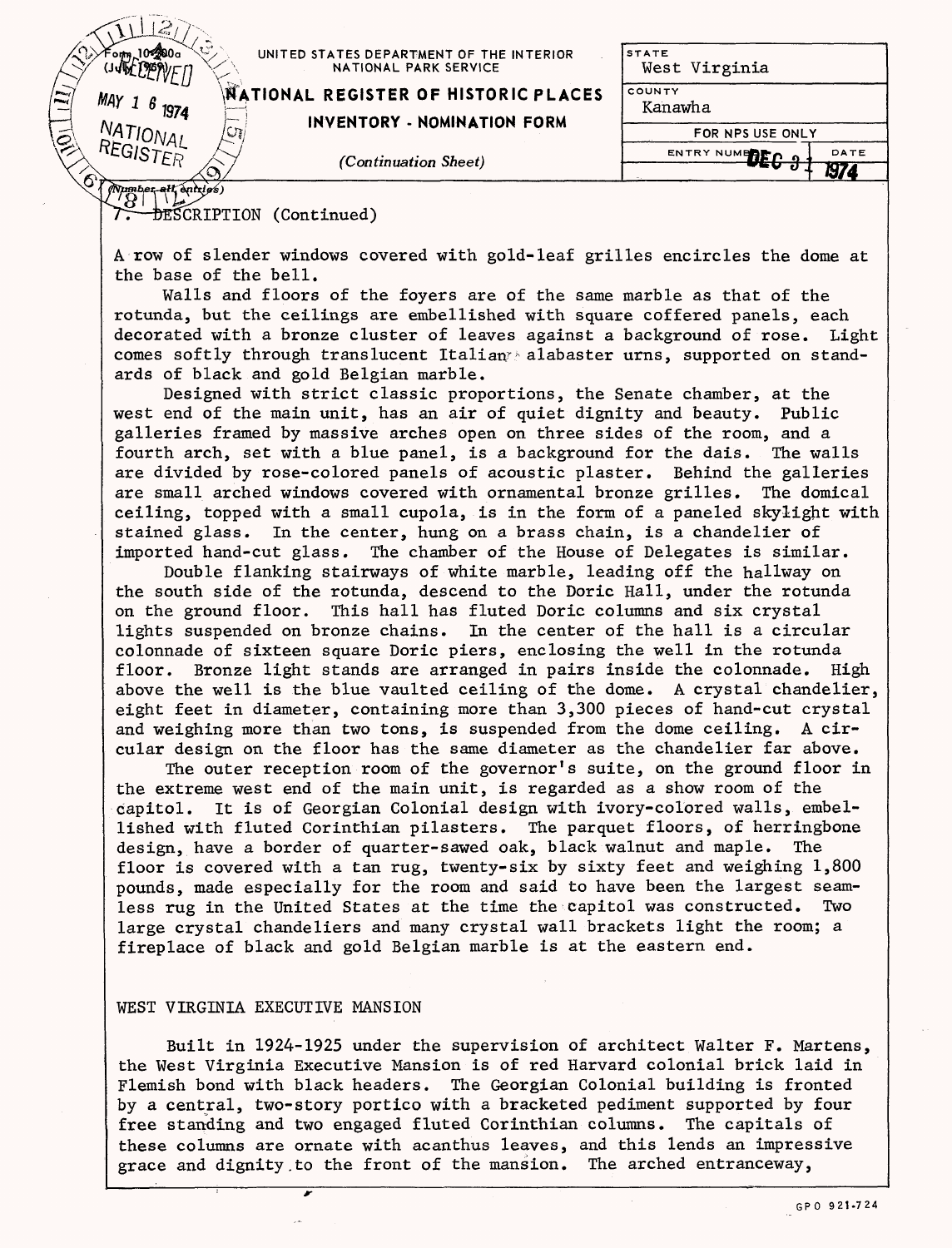UNITED STATES DEPARTMENT OF THE INTERIOR
NATIONAL PARK SERVICE

**NATIONAL REGISTER OF HISTORIC PLACES**
**INVENTORY - NOMINATION FORM**

*(Continuation Sheet)*

| STATE | |
|---|---|
| West Virginia | |
| COUNTY | |
| Kanawha | |
| FOR NPS USE ONLY | |
| ENTRY NUMBER | DATE DEC 31 1974 |

(Number all entries)

7. DESCRIPTION (Continued)

A row of slender windows covered with gold-leaf grilles encircles the dome at the base of the bell.

Walls and floors of the foyers are of the same marble as that of the rotunda, but the ceilings are embellished with square coffered panels, each decorated with a bronze cluster of leaves against a background of rose. Light comes softly through translucent Italian alabaster urns, supported on standards of black and gold Belgian marble.

Designed with strict classic proportions, the Senate chamber, at the west end of the main unit, has an air of quiet dignity and beauty. Public galleries framed by massive arches open on three sides of the room, and a fourth arch, set with a blue panel, is a background for the dais. The walls are divided by rose-colored panels of acoustic plaster. Behind the galleries are small arched windows covered with ornamental bronze grilles. The domical ceiling, topped with a small cupola, is in the form of a paneled skylight with stained glass. In the center, hung on a brass chain, is a chandelier of imported hand-cut glass. The chamber of the House of Delegates is similar.

Double flanking stairways of white marble, leading off the hallway on the south side of the rotunda, descend to the Doric Hall, under the rotunda on the ground floor. This hall has fluted Doric columns and six crystal lights suspended on bronze chains. In the center of the hall is a circular colonnade of sixteen square Doric piers, enclosing the well in the rotunda floor. Bronze light stands are arranged in pairs inside the colonnade. High above the well is the blue vaulted ceiling of the dome. A crystal chandelier, eight feet in diameter, containing more than 3,300 pieces of hand-cut crystal and weighing more than two tons, is suspended from the dome ceiling. A circular design on the floor has the same diameter as the chandelier far above.

The outer reception room of the governor's suite, on the ground floor in the extreme west end of the main unit, is regarded as a show room of the capitol. It is of Georgian Colonial design with ivory-colored walls, embellished with fluted Corinthian pilasters. The parquet floors, of herringbone design, have a border of quarter-sawed oak, black walnut and maple. The floor is covered with a tan rug, twenty-six by sixty feet and weighing 1,800 pounds, made especially for the room and said to have been the largest seamless rug in the United States at the time the capitol was constructed. Two large crystal chandeliers and many crystal wall brackets light the room; a fireplace of black and gold Belgian marble is at the eastern end.

WEST VIRGINIA EXECUTIVE MANSION

Built in 1924-1925 under the supervision of architect Walter F. Martens, the West Virginia Executive Mansion is of red Harvard colonial brick laid in Flemish bond with black headers. The Georgian Colonial building is fronted by a central, two-story portico with a bracketed pediment supported by four free standing and two engaged fluted Corinthian columns. The capitals of these columns are ornate with acanthus leaves, and this lends an impressive grace and dignity to the front of the mansion. The arched entranceway,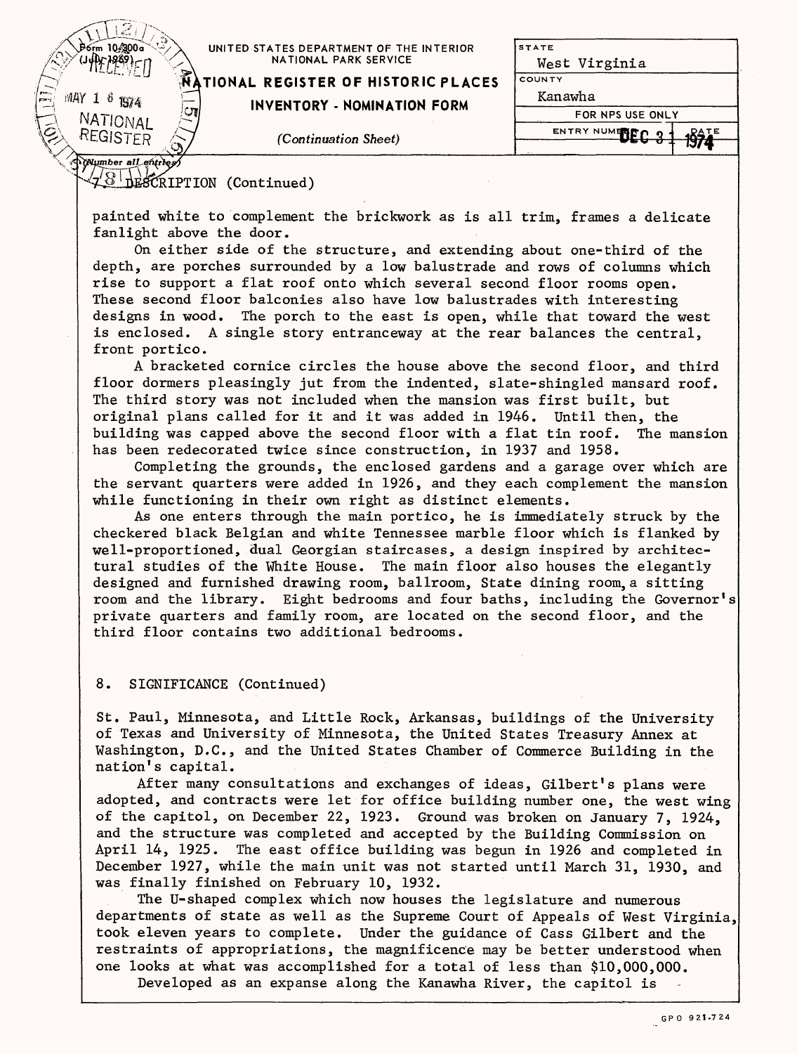UNITED STATES DEPARTMENT OF THE INTERIOR
NATIONAL PARK SERVICE

# NATIONAL REGISTER OF HISTORIC PLACES

## INVENTORY - NOMINATION FORM

*(Continuation Sheet)*

| STATE | |
|---|---|
| West Virginia | |
| COUNTY | |
| Kanawha | |
| FOR NPS USE ONLY | |
| ENTRY NUMBER | DATE DEC 31 1974 |

(Number all entries)

### 7. DESCRIPTION (Continued)

painted white to complement the brickwork as is all trim, frames a delicate fanlight above the door.

On either side of the structure, and extending about one-third of the depth, are porches surrounded by a low balustrade and rows of columns which rise to support a flat roof onto which several second floor rooms open. These second floor balconies also have low balustrades with interesting designs in wood. The porch to the east is open, while that toward the west is enclosed. A single story entranceway at the rear balances the central, front portico.

A bracketed cornice circles the house above the second floor, and third floor dormers pleasingly jut from the indented, slate-shingled mansard roof. The third story was not included when the mansion was first built, but original plans called for it and it was added in 1946. Until then, the building was capped above the second floor with a flat tin roof. The mansion has been redecorated twice since construction, in 1937 and 1958.

Completing the grounds, the enclosed gardens and a garage over which are the servant quarters were added in 1926, and they each complement the mansion while functioning in their own right as distinct elements.

As one enters through the main portico, he is immediately struck by the checkered black Belgian and white Tennessee marble floor which is flanked by well-proportioned, dual Georgian staircases, a design inspired by architectural studies of the White House. The main floor also houses the elegantly designed and furnished drawing room, ballroom, State dining room, a sitting room and the library. Eight bedrooms and four baths, including the Governor's private quarters and family room, are located on the second floor, and the third floor contains two additional bedrooms.

### 8. SIGNIFICANCE (Continued)

St. Paul, Minnesota, and Little Rock, Arkansas, buildings of the University of Texas and University of Minnesota, the United States Treasury Annex at Washington, D.C., and the United States Chamber of Commerce Building in the nation's capital.

After many consultations and exchanges of ideas, Gilbert's plans were adopted, and contracts were let for office building number one, the west wing of the capitol, on December 22, 1923. Ground was broken on January 7, 1924, and the structure was completed and accepted by the Building Commission on April 14, 1925. The east office building was begun in 1926 and completed in December 1927, while the main unit was not started until March 31, 1930, and was finally finished on February 10, 1932.

The U-shaped complex which now houses the legislature and numerous departments of state as well as the Supreme Court of Appeals of West Virginia, took eleven years to complete. Under the guidance of Cass Gilbert and the restraints of appropriations, the magnificence may be better understood when one looks at what was accomplished for a total of less than $10,000,000.

Developed as an expanse along the Kanawha River, the capitol is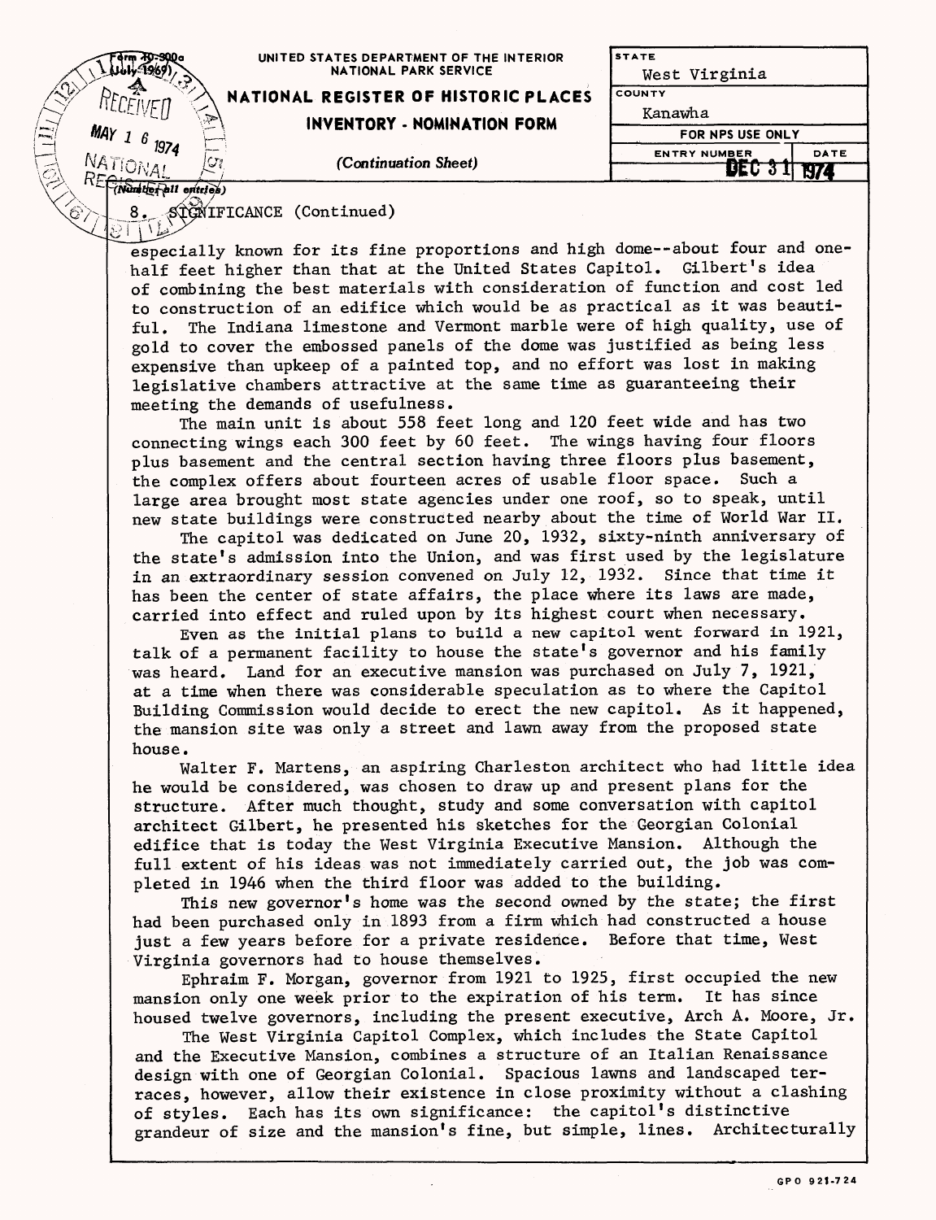UNITED STATES DEPARTMENT OF THE INTERIOR
NATIONAL PARK SERVICE

**NATIONAL REGISTER OF HISTORIC PLACES**
**INVENTORY - NOMINATION FORM**

*(Continuation Sheet)*

| STATE | |
|---|---|
| West Virginia | |
| COUNTY | |
| Kanawha | |
| FOR NPS USE ONLY | |
| ENTRY NUMBER | DATE |
| | DEC 31 1974 |

8. SIGNIFICANCE (Continued)

especially known for its fine proportions and high dome--about four and one-half feet higher than that at the United States Capitol. Gilbert's idea of combining the best materials with consideration of function and cost led to construction of an edifice which would be as practical as it was beautiful. The Indiana limestone and Vermont marble were of high quality, use of gold to cover the embossed panels of the dome was justified as being less expensive than upkeep of a painted top, and no effort was lost in making legislative chambers attractive at the same time as guaranteeing their meeting the demands of usefulness.

The main unit is about 558 feet long and 120 feet wide and has two connecting wings each 300 feet by 60 feet. The wings having four floors plus basement and the central section having three floors plus basement, the complex offers about fourteen acres of usable floor space. Such a large area brought most state agencies under one roof, so to speak, until new state buildings were constructed nearby about the time of World War II.

The capitol was dedicated on June 20, 1932, sixty-ninth anniversary of the state's admission into the Union, and was first used by the legislature in an extraordinary session convened on July 12, 1932. Since that time it has been the center of state affairs, the place where its laws are made, carried into effect and ruled upon by its highest court when necessary.

Even as the initial plans to build a new capitol went forward in 1921, talk of a permanent facility to house the state's governor and his family was heard. Land for an executive mansion was purchased on July 7, 1921, at a time when there was considerable speculation as to where the Capitol Building Commission would decide to erect the new capitol. As it happened, the mansion site was only a street and lawn away from the proposed state house.

Walter F. Martens, an aspiring Charleston architect who had little idea he would be considered, was chosen to draw up and present plans for the structure. After much thought, study and some conversation with capitol architect Gilbert, he presented his sketches for the Georgian Colonial edifice that is today the West Virginia Executive Mansion. Although the full extent of his ideas was not immediately carried out, the job was completed in 1946 when the third floor was added to the building.

This new governor's home was the second owned by the state; the first had been purchased only in 1893 from a firm which had constructed a house just a few years before for a private residence. Before that time, West Virginia governors had to house themselves.

Ephraim F. Morgan, governor from 1921 to 1925, first occupied the new mansion only one week prior to the expiration of his term. It has since housed twelve governors, including the present executive, Arch A. Moore, Jr.

The West Virginia Capitol Complex, which includes the State Capitol and the Executive Mansion, combines a structure of an Italian Renaissance design with one of Georgian Colonial. Spacious lawns and landscaped terraces, however, allow their existence in close proximity without a clashing of styles. Each has its own significance: the capitol's distinctive grandeur of size and the mansion's fine, but simple, lines. Architecturally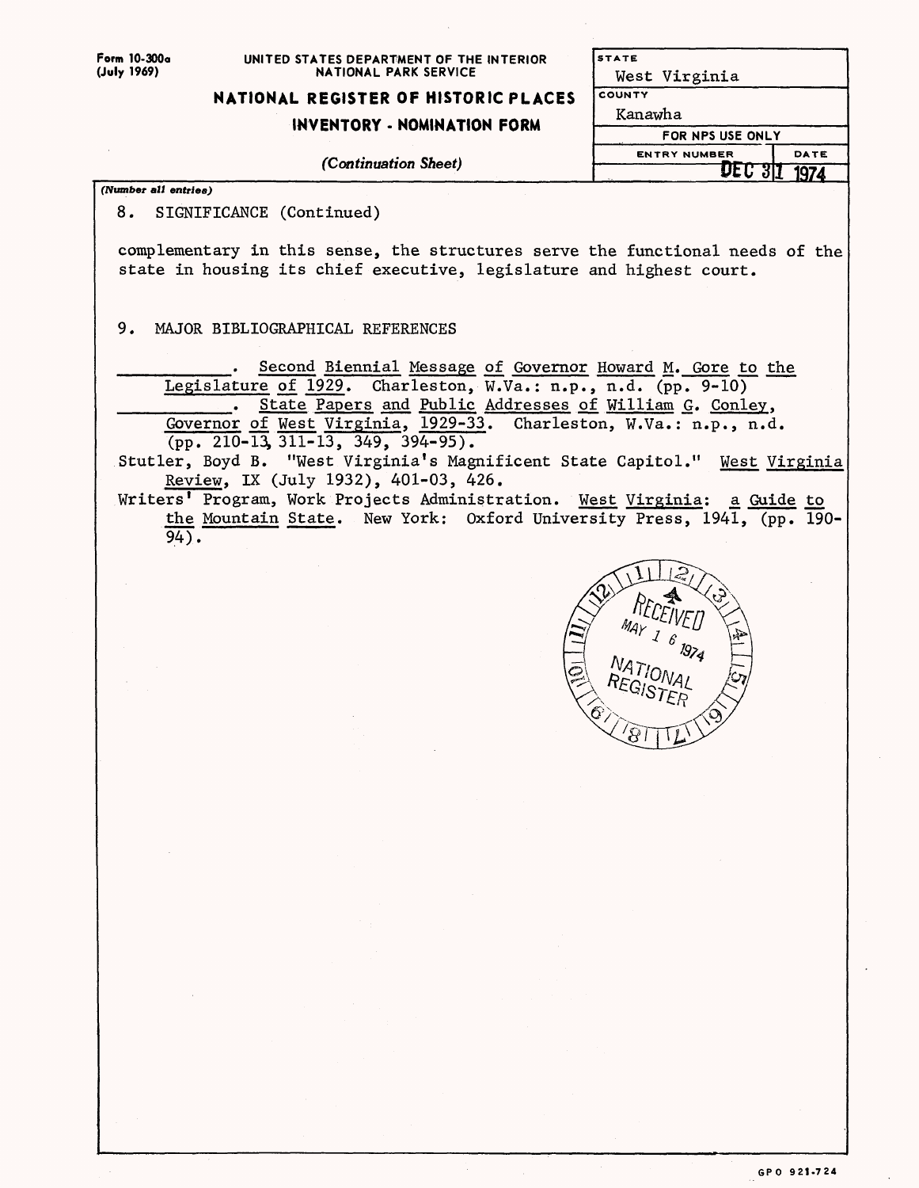Form 10-300a (July 1969)

UNITED STATES DEPARTMENT OF THE INTERIOR
NATIONAL PARK SERVICE

**NATIONAL REGISTER OF HISTORIC PLACES**

**INVENTORY - NOMINATION FORM**

*(Continuation Sheet)*

| STATE | |
|---|---|
| West Virginia | |
| COUNTY | |
| Kanawha | |
| FOR NPS USE ONLY | |
| ENTRY NUMBER | DATE |
| | DEC 31 1974 |

*(Number all entries)*

8. SIGNIFICANCE (Continued)

complementary in this sense, the structures serve the functional needs of the state in housing its chief executive, legislature and highest court.

9. MAJOR BIBLIOGRAPHICAL REFERENCES

__________. Second Biennial Message of Governor Howard M. Gore to the Legislature of 1929. Charleston, W.Va.: n.p., n.d. (pp. 9-10)

__________. State Papers and Public Addresses of William G. Conley, Governor of West Virginia, 1929-33. Charleston, W.Va.: n.p., n.d. (pp. 210-13, 311-13, 349, 394-95).

Stutler, Boyd B. "West Virginia's Magnificent State Capitol." West Virginia Review, IX (July 1932), 401-03, 426.

Writers' Program, Work Projects Administration. West Virginia: a Guide to the Mountain State. New York: Oxford University Press, 1941, (pp. 190-94).

RECEIVED MAY 16 1974 NATIONAL REGISTER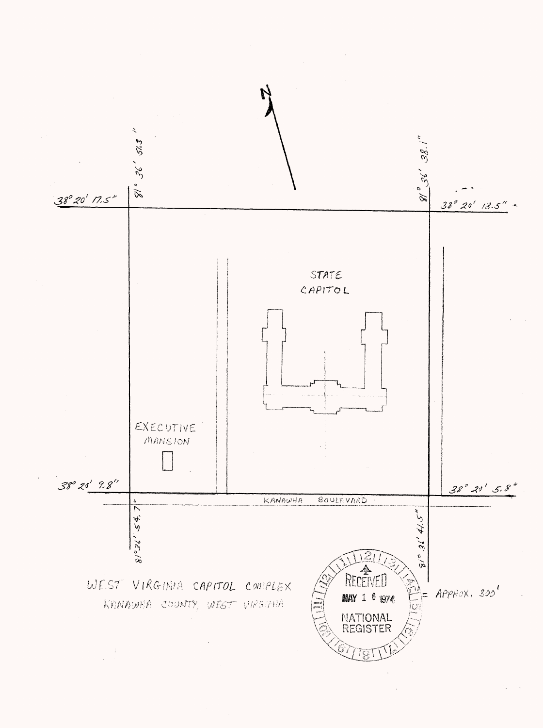N

81° 36' 51.3"

81° 36' 38.1"

38° 20' 17.5"

38° 20' 13.5"

STATE
CAPITOL

EXECUTIVE
MANSION

38° 20' 9.8"

38° 20' 5.8"

KANAWHA BOULEVARD

81° 36' 54.7"

81° 36' 41.5"

WEST VIRGINIA CAPITOL COMPLEX
KANAWHA COUNTY, WEST VIRGINIA

RECEIVED
MAY 16 1974
NATIONAL
REGISTER

= APPROX. 300'